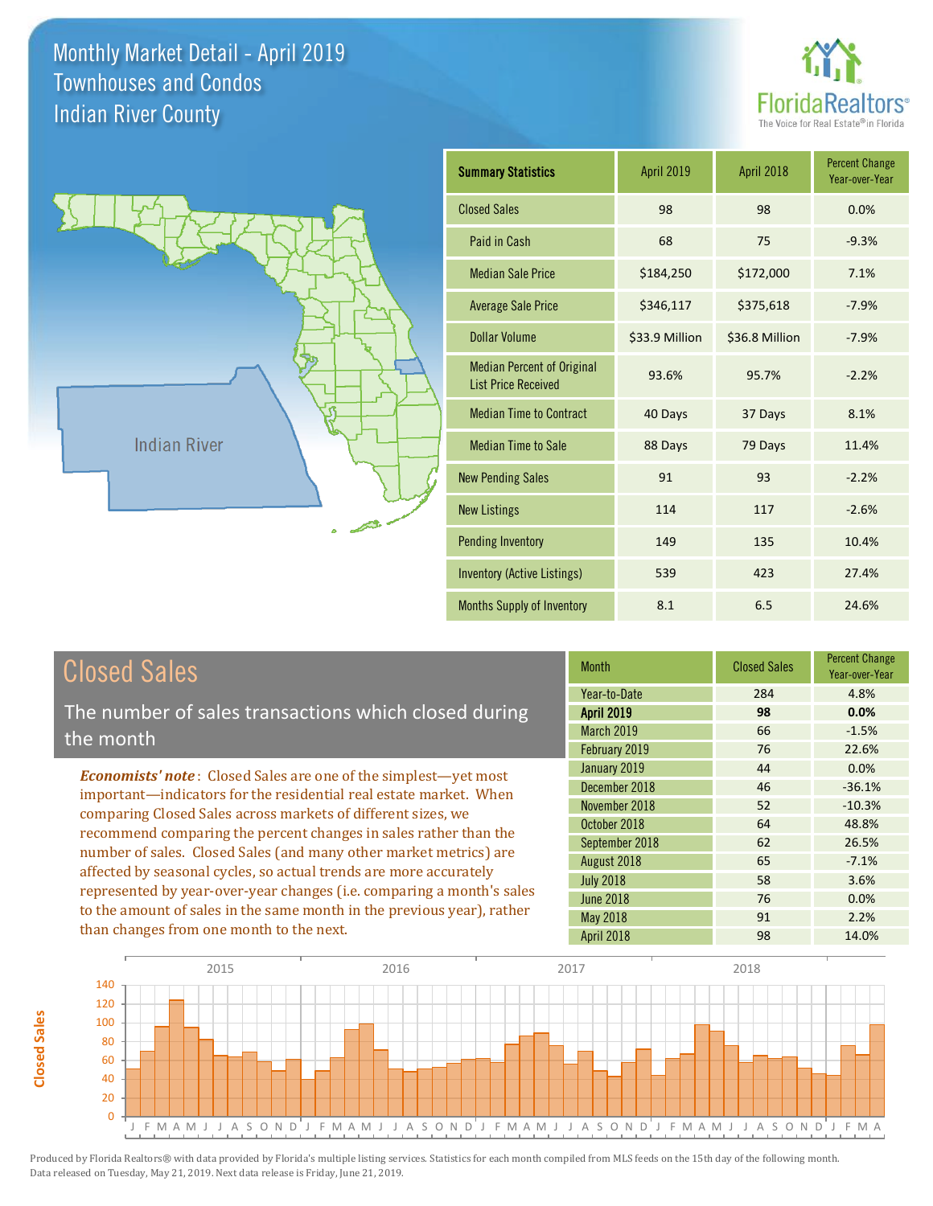# Monthly Market Detail - April 2019
## Townhouses and Condos
## Indian River County

FloridaRealtors® The Voice for Real Estate® in Florida

Indian River

| Summary Statistics | April 2019 | April 2018 | Percent Change Year-over-Year |
|---|---|---|---|
| Closed Sales | 98 | 98 | 0.0% |
| Paid in Cash | 68 | 75 | -9.3% |
| Median Sale Price | $184,250 | $172,000 | 7.1% |
| Average Sale Price | $346,117 | $375,618 | -7.9% |
| Dollar Volume | $33.9 Million | $36.8 Million | -7.9% |
| Median Percent of Original List Price Received | 93.6% | 95.7% | -2.2% |
| Median Time to Contract | 40 Days | 37 Days | 8.1% |
| Median Time to Sale | 88 Days | 79 Days | 11.4% |
| New Pending Sales | 91 | 93 | -2.2% |
| New Listings | 114 | 117 | -2.6% |
| Pending Inventory | 149 | 135 | 10.4% |
| Inventory (Active Listings) | 539 | 423 | 27.4% |
| Months Supply of Inventory | 8.1 | 6.5 | 24.6% |

## Closed Sales

The number of sales transactions which closed during the month

*Economists' note*: Closed Sales are one of the simplest—yet most important—indicators for the residential real estate market. When comparing Closed Sales across markets of different sizes, we recommend comparing the percent changes in sales rather than the number of sales. Closed Sales (and many other market metrics) are affected by seasonal cycles, so actual trends are more accurately represented by year-over-year changes (i.e. comparing a month's sales to the amount of sales in the same month in the previous year), rather than changes from one month to the next.

| Month | Closed Sales | Percent Change Year-over-Year |
|---|---|---|
| Year-to-Date | 284 | 4.8% |
| **April 2019** | **98** | **0.0%** |
| March 2019 | 66 | -1.5% |
| February 2019 | 76 | 22.6% |
| January 2019 | 44 | 0.0% |
| December 2018 | 46 | -36.1% |
| November 2018 | 52 | -10.3% |
| October 2018 | 64 | 48.8% |
| September 2018 | 62 | 26.5% |
| August 2018 | 65 | -7.1% |
| July 2018 | 58 | 3.6% |
| June 2018 | 76 | 0.0% |
| May 2018 | 91 | 2.2% |
| April 2018 | 98 | 14.0% |

Produced by Florida Realtors® with data provided by Florida's multiple listing services. Statistics for each month compiled from MLS feeds on the 15th day of the following month. Data released on Tuesday, May 21, 2019. Next data release is Friday, June 21, 2019.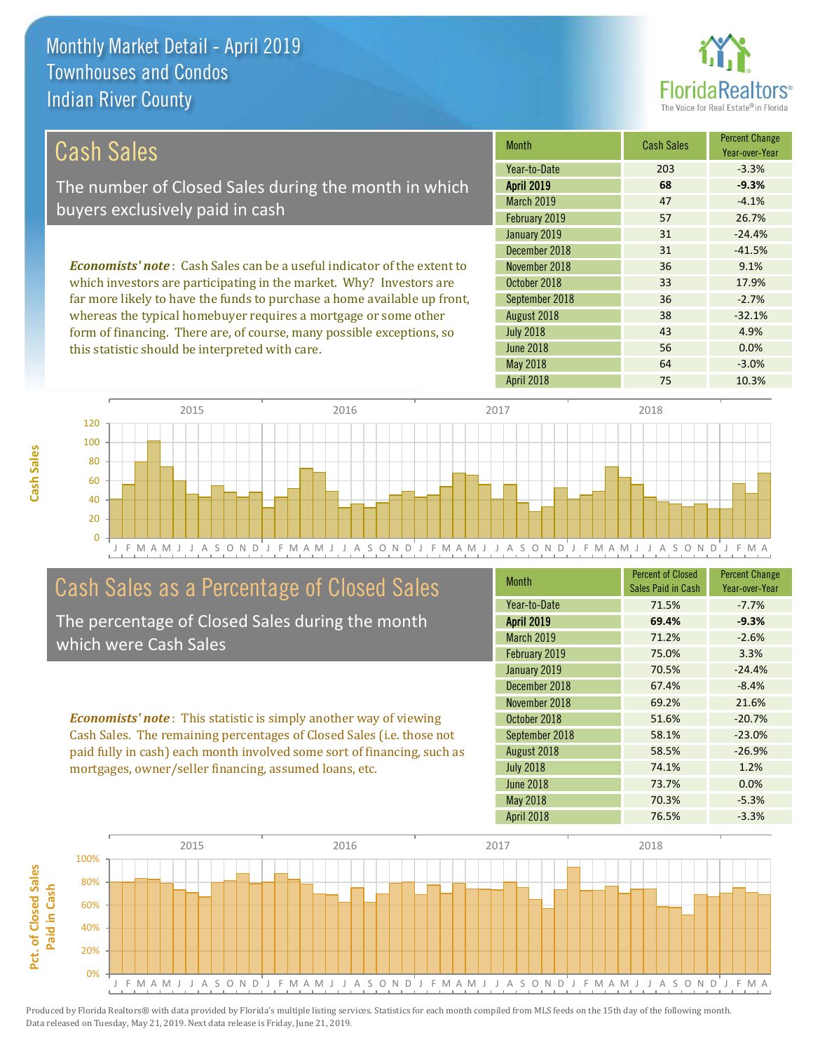# Monthly Market Detail - April 2019
## Townhouses and Condos
## Indian River County

## Cash Sales

The number of Closed Sales during the month in which buyers exclusively paid in cash

***Economists' note***: Cash Sales can be a useful indicator of the extent to which investors are participating in the market. Why? Investors are far more likely to have the funds to purchase a home available up front, whereas the typical homebuyer requires a mortgage or some other form of financing. There are, of course, many possible exceptions, so this statistic should be interpreted with care.

| Month | Cash Sales | Percent Change Year-over-Year |
|---|---|---|
| Year-to-Date | 203 | -3.3% |
| **April 2019** | **68** | **-9.3%** |
| March 2019 | 47 | -4.1% |
| February 2019 | 57 | 26.7% |
| January 2019 | 31 | -24.4% |
| December 2018 | 31 | -41.5% |
| November 2018 | 36 | 9.1% |
| October 2018 | 33 | 17.9% |
| September 2018 | 36 | -2.7% |
| August 2018 | 38 | -32.1% |
| July 2018 | 43 | 4.9% |
| June 2018 | 56 | 0.0% |
| May 2018 | 64 | -3.0% |
| April 2018 | 75 | 10.3% |

## Cash Sales as a Percentage of Closed Sales

The percentage of Closed Sales during the month which were Cash Sales

***Economists' note***: This statistic is simply another way of viewing Cash Sales. The remaining percentages of Closed Sales (i.e. those not paid fully in cash) each month involved some sort of financing, such as mortgages, owner/seller financing, assumed loans, etc.

| Month | Percent of Closed Sales Paid in Cash | Percent Change Year-over-Year |
|---|---|---|
| Year-to-Date | 71.5% | -7.7% |
| **April 2019** | **69.4%** | **-9.3%** |
| March 2019 | 71.2% | -2.6% |
| February 2019 | 75.0% | 3.3% |
| January 2019 | 70.5% | -24.4% |
| December 2018 | 67.4% | -8.4% |
| November 2018 | 69.2% | 21.6% |
| October 2018 | 51.6% | -20.7% |
| September 2018 | 58.1% | -23.0% |
| August 2018 | 58.5% | -26.9% |
| July 2018 | 74.1% | 1.2% |
| June 2018 | 73.7% | 0.0% |
| May 2018 | 70.3% | -5.3% |
| April 2018 | 76.5% | -3.3% |

Produced by Florida Realtors® with data provided by Florida's multiple listing services. Statistics for each month compiled from MLS feeds on the 15th day of the following month. Data released on Tuesday, May 21, 2019. Next data release is Friday, June 21, 2019.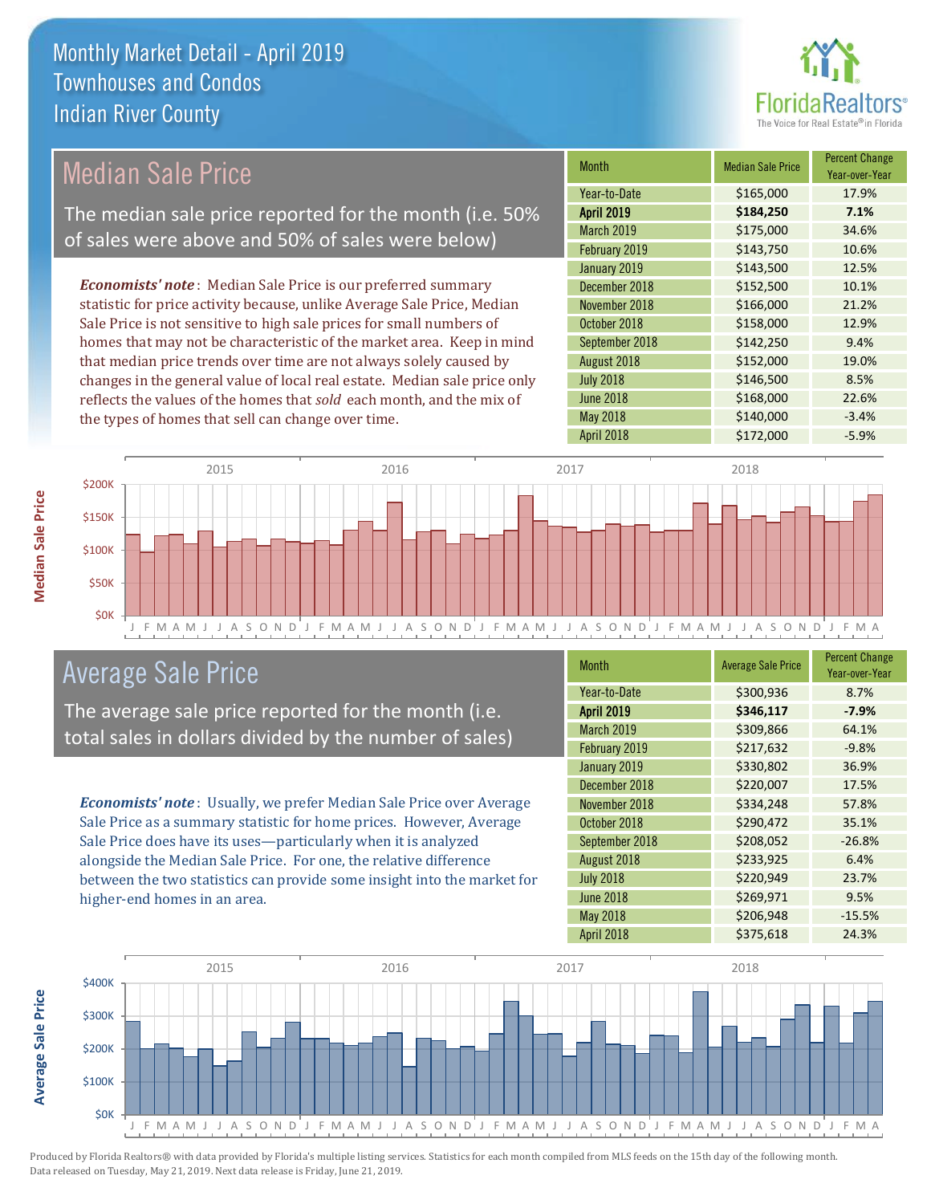# Monthly Market Detail - April 2019
## Townhouses and Condos
## Indian River County

## Median Sale Price

The median sale price reported for the month (i.e. 50% of sales were above and 50% of sales were below)

*Economists' note*: Median Sale Price is our preferred summary statistic for price activity because, unlike Average Sale Price, Median Sale Price is not sensitive to high sale prices for small numbers of homes that may not be characteristic of the market area. Keep in mind that median price trends over time are not always solely caused by changes in the general value of local real estate. Median sale price only reflects the values of the homes that *sold* each month, and the mix of the types of homes that sell can change over time.

| Month | Median Sale Price | Percent Change Year-over-Year |
|---|---|---|
| Year-to-Date | $165,000 | 17.9% |
| **April 2019** | **$184,250** | **7.1%** |
| March 2019 | $175,000 | 34.6% |
| February 2019 | $143,750 | 10.6% |
| January 2019 | $143,500 | 12.5% |
| December 2018 | $152,500 | 10.1% |
| November 2018 | $166,000 | 21.2% |
| October 2018 | $158,000 | 12.9% |
| September 2018 | $142,250 | 9.4% |
| August 2018 | $152,000 | 19.0% |
| July 2018 | $146,500 | 8.5% |
| June 2018 | $168,000 | 22.6% |
| May 2018 | $140,000 | -3.4% |
| April 2018 | $172,000 | -5.9% |

## Average Sale Price

The average sale price reported for the month (i.e. total sales in dollars divided by the number of sales)

*Economists' note*: Usually, we prefer Median Sale Price over Average Sale Price as a summary statistic for home prices. However, Average Sale Price does have its uses—particularly when it is analyzed alongside the Median Sale Price. For one, the relative difference between the two statistics can provide some insight into the market for higher-end homes in an area.

| Month | Average Sale Price | Percent Change Year-over-Year |
|---|---|---|
| Year-to-Date | $300,936 | 8.7% |
| **April 2019** | **$346,117** | **-7.9%** |
| March 2019 | $309,866 | 64.1% |
| February 2019 | $217,632 | -9.8% |
| January 2019 | $330,802 | 36.9% |
| December 2018 | $220,007 | 17.5% |
| November 2018 | $334,248 | 57.8% |
| October 2018 | $290,472 | 35.1% |
| September 2018 | $208,052 | -26.8% |
| August 2018 | $233,925 | 6.4% |
| July 2018 | $220,949 | 23.7% |
| June 2018 | $269,971 | 9.5% |
| May 2018 | $206,948 | -15.5% |
| April 2018 | $375,618 | 24.3% |

Produced by Florida Realtors® with data provided by Florida's multiple listing services. Statistics for each month compiled from MLS feeds on the 15th day of the following month. Data released on Tuesday, May 21, 2019. Next data release is Friday, June 21, 2019.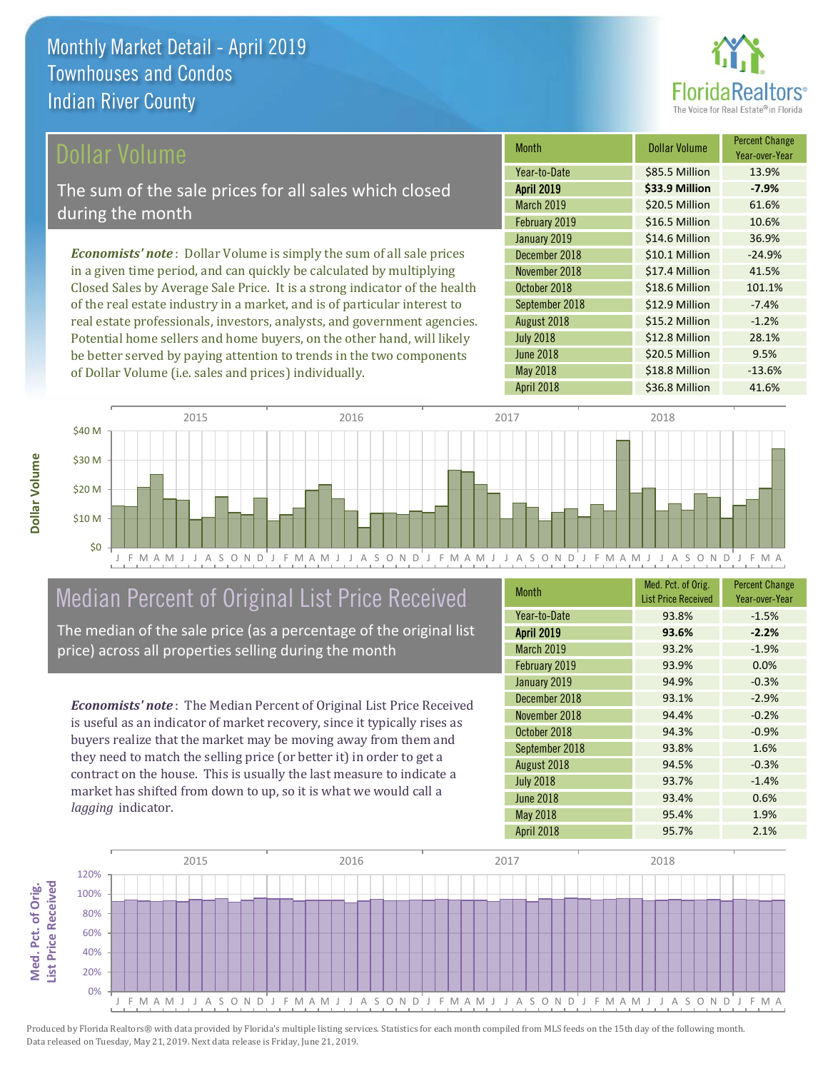# Monthly Market Detail - April 2019
## Townhouses and Condos
## Indian River County

## Dollar Volume

The sum of the sale prices for all sales which closed during the month

***Economists' note***: Dollar Volume is simply the sum of all sale prices in a given time period, and can quickly be calculated by multiplying Closed Sales by Average Sale Price. It is a strong indicator of the health of the real estate industry in a market, and is of particular interest to real estate professionals, investors, analysts, and government agencies. Potential home sellers and home buyers, on the other hand, will likely be better served by paying attention to trends in the two components of Dollar Volume (i.e. sales and prices) individually.

| Month | Dollar Volume | Percent Change Year-over-Year |
|---|---|---|
| Year-to-Date | $85.5 Million | 13.9% |
| **April 2019** | **$33.9 Million** | **-7.9%** |
| March 2019 | $20.5 Million | 61.6% |
| February 2019 | $16.5 Million | 10.6% |
| January 2019 | $14.6 Million | 36.9% |
| December 2018 | $10.1 Million | -24.9% |
| November 2018 | $17.4 Million | 41.5% |
| October 2018 | $18.6 Million | 101.1% |
| September 2018 | $12.9 Million | -7.4% |
| August 2018 | $15.2 Million | -1.2% |
| July 2018 | $12.8 Million | 28.1% |
| June 2018 | $20.5 Million | 9.5% |
| May 2018 | $18.8 Million | -13.6% |
| April 2018 | $36.8 Million | 41.6% |

## Median Percent of Original List Price Received

The median of the sale price (as a percentage of the original list price) across all properties selling during the month

***Economists' note***: The Median Percent of Original List Price Received is useful as an indicator of market recovery, since it typically rises as buyers realize that the market may be moving away from them and they need to match the selling price (or better it) in order to get a contract on the house. This is usually the last measure to indicate a market has shifted from down to up, so it is what we would call a *lagging* indicator.

| Month | Med. Pct. of Orig. List Price Received | Percent Change Year-over-Year |
|---|---|---|
| Year-to-Date | 93.8% | -1.5% |
| **April 2019** | **93.6%** | **-2.2%** |
| March 2019 | 93.2% | -1.9% |
| February 2019 | 93.9% | 0.0% |
| January 2019 | 94.9% | -0.3% |
| December 2018 | 93.1% | -2.9% |
| November 2018 | 94.4% | -0.2% |
| October 2018 | 94.3% | -0.9% |
| September 2018 | 93.8% | 1.6% |
| August 2018 | 94.5% | -0.3% |
| July 2018 | 93.7% | -1.4% |
| June 2018 | 93.4% | 0.6% |
| May 2018 | 95.4% | 1.9% |
| April 2018 | 95.7% | 2.1% |

Produced by Florida Realtors® with data provided by Florida's multiple listing services. Statistics for each month compiled from MLS feeds on the 15th day of the following month. Data released on Tuesday, May 21, 2019. Next data release is Friday, June 21, 2019.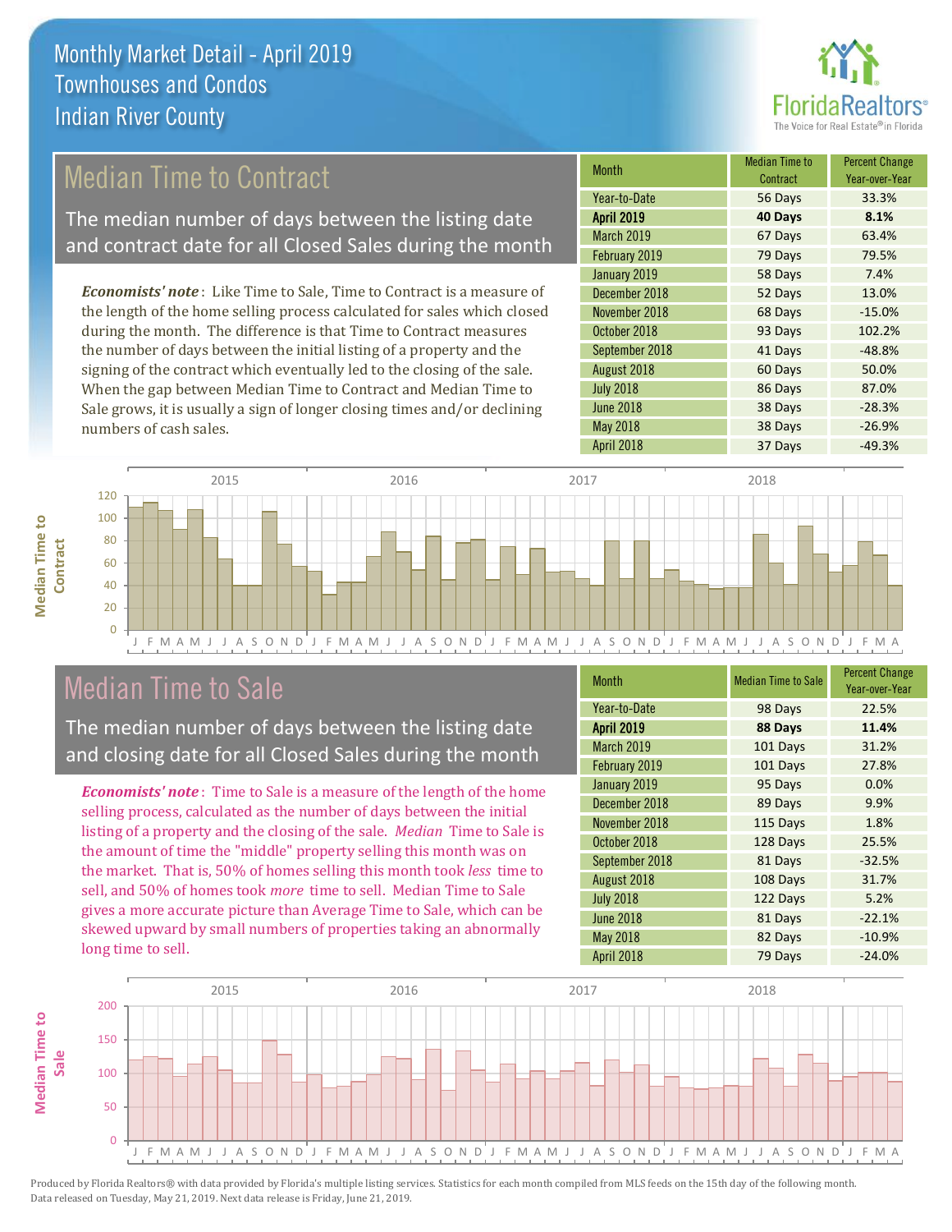# Monthly Market Detail - April 2019
## Townhouses and Condos
## Indian River County

## Median Time to Contract

The median number of days between the listing date and contract date for all Closed Sales during the month

*Economists' note*: Like Time to Sale, Time to Contract is a measure of the length of the home selling process calculated for sales which closed during the month. The difference is that Time to Contract measures the number of days between the initial listing of a property and the signing of the contract which eventually led to the closing of the sale. When the gap between Median Time to Contract and Median Time to Sale grows, it is usually a sign of longer closing times and/or declining numbers of cash sales.

| Month | Median Time to Contract | Percent Change Year-over-Year |
|---|---|---|
| Year-to-Date | 56 Days | 33.3% |
| **April 2019** | **40 Days** | **8.1%** |
| March 2019 | 67 Days | 63.4% |
| February 2019 | 79 Days | 79.5% |
| January 2019 | 58 Days | 7.4% |
| December 2018 | 52 Days | 13.0% |
| November 2018 | 68 Days | -15.0% |
| October 2018 | 93 Days | 102.2% |
| September 2018 | 41 Days | -48.8% |
| August 2018 | 60 Days | 50.0% |
| July 2018 | 86 Days | 87.0% |
| June 2018 | 38 Days | -28.3% |
| May 2018 | 38 Days | -26.9% |
| April 2018 | 37 Days | -49.3% |

## Median Time to Sale

The median number of days between the listing date and closing date for all Closed Sales during the month

*Economists' note*: Time to Sale is a measure of the length of the home selling process, calculated as the number of days between the initial listing of a property and the closing of the sale. *Median* Time to Sale is the amount of time the "middle" property selling this month was on the market. That is, 50% of homes selling this month took *less* time to sell, and 50% of homes took *more* time to sell. Median Time to Sale gives a more accurate picture than Average Time to Sale, which can be skewed upward by small numbers of properties taking an abnormally long time to sell.

| Month | Median Time to Sale | Percent Change Year-over-Year |
|---|---|---|
| Year-to-Date | 98 Days | 22.5% |
| **April 2019** | **88 Days** | **11.4%** |
| March 2019 | 101 Days | 31.2% |
| February 2019 | 101 Days | 27.8% |
| January 2019 | 95 Days | 0.0% |
| December 2018 | 89 Days | 9.9% |
| November 2018 | 115 Days | 1.8% |
| October 2018 | 128 Days | 25.5% |
| September 2018 | 81 Days | -32.5% |
| August 2018 | 108 Days | 31.7% |
| July 2018 | 122 Days | 5.2% |
| June 2018 | 81 Days | -22.1% |
| May 2018 | 82 Days | -10.9% |
| April 2018 | 79 Days | -24.0% |

Produced by Florida Realtors® with data provided by Florida's multiple listing services. Statistics for each month compiled from MLS feeds on the 15th day of the following month. Data released on Tuesday, May 21, 2019. Next data release is Friday, June 21, 2019.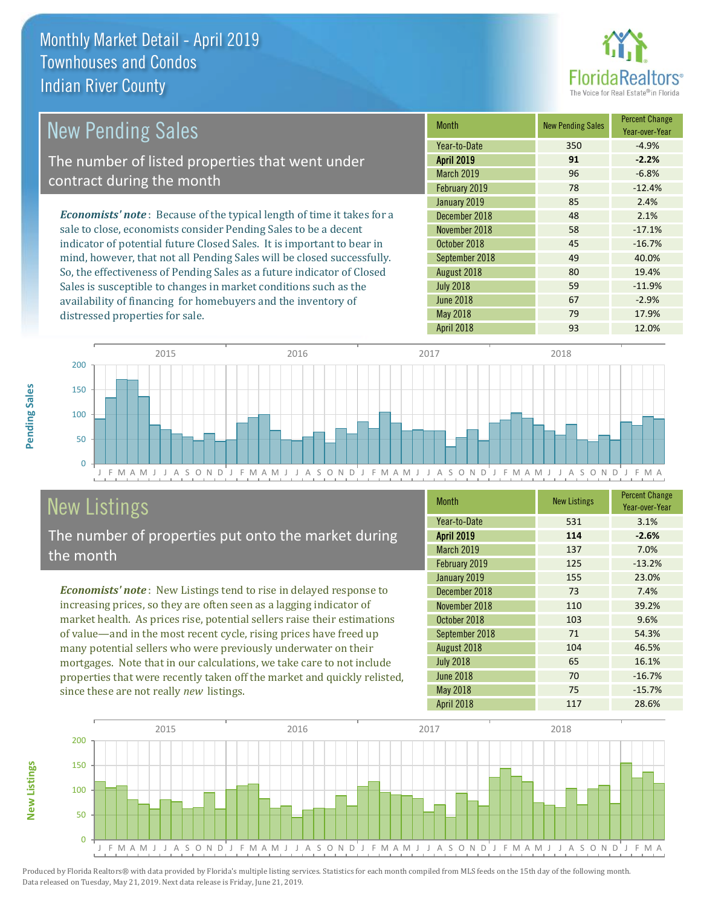# Monthly Market Detail - April 2019
## Townhouses and Condos
## Indian River County

## New Pending Sales

The number of listed properties that went under contract during the month

*Economists' note*: Because of the typical length of time it takes for a sale to close, economists consider Pending Sales to be a decent indicator of potential future Closed Sales. It is important to bear in mind, however, that not all Pending Sales will be closed successfully. So, the effectiveness of Pending Sales as a future indicator of Closed Sales is susceptible to changes in market conditions such as the availability of financing for homebuyers and the inventory of distressed properties for sale.

| Month | New Pending Sales | Percent Change Year-over-Year |
|---|---|---|
| Year-to-Date | 350 | -4.9% |
| **April 2019** | **91** | **-2.2%** |
| March 2019 | 96 | -6.8% |
| February 2019 | 78 | -12.4% |
| January 2019 | 85 | 2.4% |
| December 2018 | 48 | 2.1% |
| November 2018 | 58 | -17.1% |
| October 2018 | 45 | -16.7% |
| September 2018 | 49 | 40.0% |
| August 2018 | 80 | 19.4% |
| July 2018 | 59 | -11.9% |
| June 2018 | 67 | -2.9% |
| May 2018 | 79 | 17.9% |
| April 2018 | 93 | 12.0% |

## New Listings

The number of properties put onto the market during the month

*Economists' note*: New Listings tend to rise in delayed response to increasing prices, so they are often seen as a lagging indicator of market health. As prices rise, potential sellers raise their estimations of value—and in the most recent cycle, rising prices have freed up many potential sellers who were previously underwater on their mortgages. Note that in our calculations, we take care to not include properties that were recently taken off the market and quickly relisted, since these are not really *new* listings.

| Month | New Listings | Percent Change Year-over-Year |
|---|---|---|
| Year-to-Date | 531 | 3.1% |
| **April 2019** | **114** | **-2.6%** |
| March 2019 | 137 | 7.0% |
| February 2019 | 125 | -13.2% |
| January 2019 | 155 | 23.0% |
| December 2018 | 73 | 7.4% |
| November 2018 | 110 | 39.2% |
| October 2018 | 103 | 9.6% |
| September 2018 | 71 | 54.3% |
| August 2018 | 104 | 46.5% |
| July 2018 | 65 | 16.1% |
| June 2018 | 70 | -16.7% |
| May 2018 | 75 | -15.7% |
| April 2018 | 117 | 28.6% |

Produced by Florida Realtors® with data provided by Florida's multiple listing services. Statistics for each month compiled from MLS feeds on the 15th day of the following month. Data released on Tuesday, May 21, 2019. Next data release is Friday, June 21, 2019.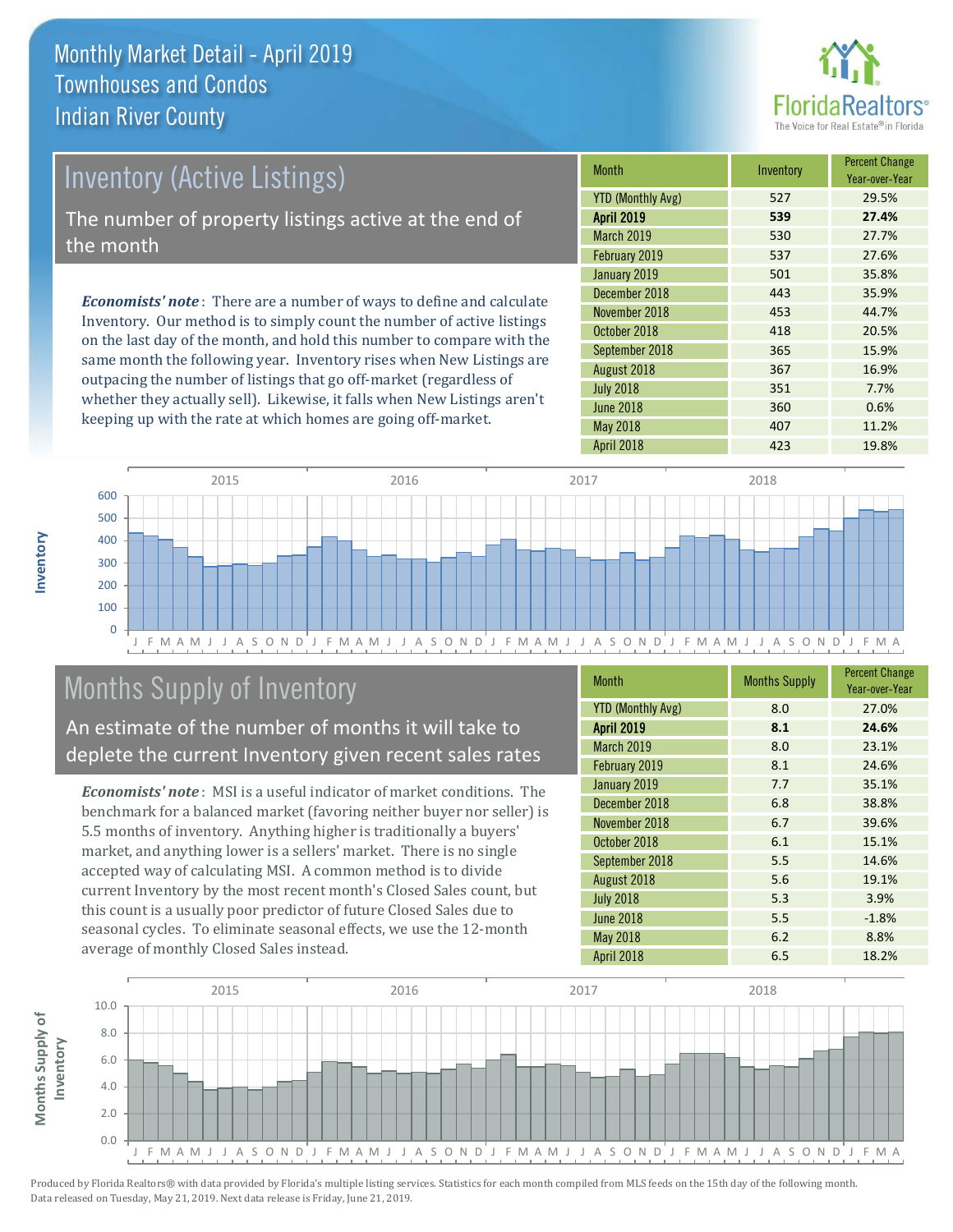# Monthly Market Detail - April 2019
## Townhouses and Condos
## Indian River County

## Inventory (Active Listings)

The number of property listings active at the end of the month

***Economists' note***: There are a number of ways to define and calculate Inventory. Our method is to simply count the number of active listings on the last day of the month, and hold this number to compare with the same month the following year. Inventory rises when New Listings are outpacing the number of listings that go off-market (regardless of whether they actually sell). Likewise, it falls when New Listings aren't keeping up with the rate at which homes are going off-market.

| Month | Inventory | Percent Change Year-over-Year |
|---|---|---|
| YTD (Monthly Avg) | 527 | 29.5% |
| **April 2019** | **539** | **27.4%** |
| March 2019 | 530 | 27.7% |
| February 2019 | 537 | 27.6% |
| January 2019 | 501 | 35.8% |
| December 2018 | 443 | 35.9% |
| November 2018 | 453 | 44.7% |
| October 2018 | 418 | 20.5% |
| September 2018 | 365 | 15.9% |
| August 2018 | 367 | 16.9% |
| July 2018 | 351 | 7.7% |
| June 2018 | 360 | 0.6% |
| May 2018 | 407 | 11.2% |
| April 2018 | 423 | 19.8% |

## Months Supply of Inventory

An estimate of the number of months it will take to deplete the current Inventory given recent sales rates

***Economists' note***: MSI is a useful indicator of market conditions. The benchmark for a balanced market (favoring neither buyer nor seller) is 5.5 months of inventory. Anything higher is traditionally a buyers' market, and anything lower is a sellers' market. There is no single accepted way of calculating MSI. A common method is to divide current Inventory by the most recent month's Closed Sales count, but this count is a usually poor predictor of future Closed Sales due to seasonal cycles. To eliminate seasonal effects, we use the 12-month average of monthly Closed Sales instead.

| Month | Months Supply | Percent Change Year-over-Year |
|---|---|---|
| YTD (Monthly Avg) | 8.0 | 27.0% |
| **April 2019** | **8.1** | **24.6%** |
| March 2019 | 8.0 | 23.1% |
| February 2019 | 8.1 | 24.6% |
| January 2019 | 7.7 | 35.1% |
| December 2018 | 6.8 | 38.8% |
| November 2018 | 6.7 | 39.6% |
| October 2018 | 6.1 | 15.1% |
| September 2018 | 5.5 | 14.6% |
| August 2018 | 5.6 | 19.1% |
| July 2018 | 5.3 | 3.9% |
| June 2018 | 5.5 | -1.8% |
| May 2018 | 6.2 | 8.8% |
| April 2018 | 6.5 | 18.2% |

Produced by Florida Realtors® with data provided by Florida's multiple listing services. Statistics for each month compiled from MLS feeds on the 15th day of the following month. Data released on Tuesday, May 21, 2019. Next data release is Friday, June 21, 2019.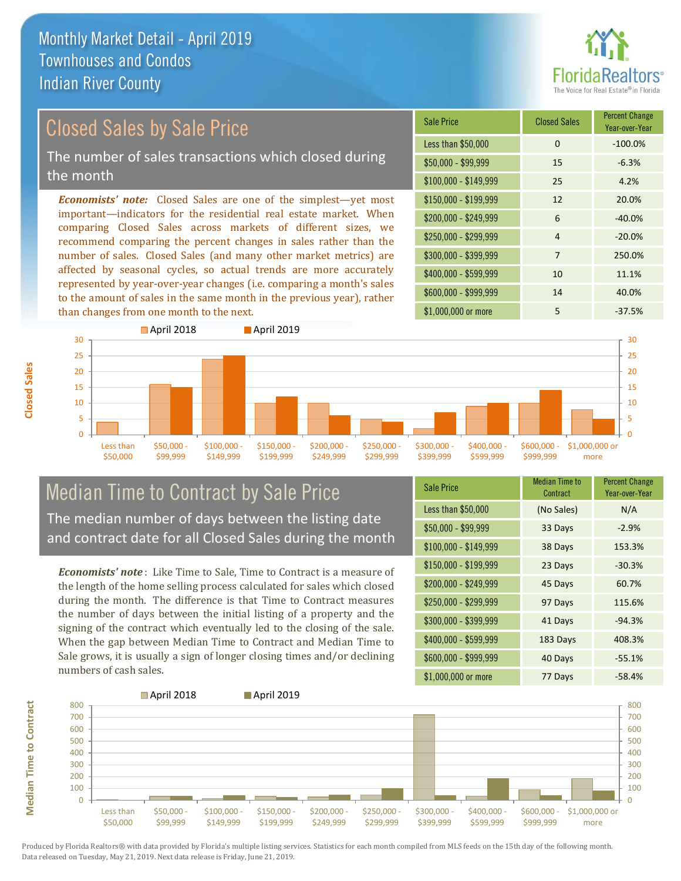# Monthly Market Detail - April 2019
## Townhouses and Condos
## Indian River County

## Closed Sales by Sale Price

The number of sales transactions which closed during the month

*Economists' note:* Closed Sales are one of the simplest—yet most important—indicators for the residential real estate market. When comparing Closed Sales across markets of different sizes, we recommend comparing the percent changes in sales rather than the number of sales. Closed Sales (and many other market metrics) are affected by seasonal cycles, so actual trends are more accurately represented by year-over-year changes (i.e. comparing a month's sales to the amount of sales in the same month in the previous year), rather than changes from one month to the next.

| Sale Price | Closed Sales | Percent Change Year-over-Year |
|---|---|---|
| Less than $50,000 | 0 | -100.0% |
| $50,000 - $99,999 | 15 | -6.3% |
| $100,000 - $149,999 | 25 | 4.2% |
| $150,000 - $199,999 | 12 | 20.0% |
| $200,000 - $249,999 | 6 | -40.0% |
| $250,000 - $299,999 | 4 | -20.0% |
| $300,000 - $399,999 | 7 | 250.0% |
| $400,000 - $599,999 | 10 | 11.1% |
| $600,000 - $999,999 | 14 | 40.0% |
| $1,000,000 or more | 5 | -37.5% |

## Median Time to Contract by Sale Price

The median number of days between the listing date and contract date for all Closed Sales during the month

*Economists' note*: Like Time to Sale, Time to Contract is a measure of the length of the home selling process calculated for sales which closed during the month. The difference is that Time to Contract measures the number of days between the initial listing of a property and the signing of the contract which eventually led to the closing of the sale. When the gap between Median Time to Contract and Median Time to Sale grows, it is usually a sign of longer closing times and/or declining numbers of cash sales.

| Sale Price | Median Time to Contract | Percent Change Year-over-Year |
|---|---|---|
| Less than $50,000 | (No Sales) | N/A |
| $50,000 - $99,999 | 33 Days | -2.9% |
| $100,000 - $149,999 | 38 Days | 153.3% |
| $150,000 - $199,999 | 23 Days | -30.3% |
| $200,000 - $249,999 | 45 Days | 60.7% |
| $250,000 - $299,999 | 97 Days | 115.6% |
| $300,000 - $399,999 | 41 Days | -94.3% |
| $400,000 - $599,999 | 183 Days | 408.3% |
| $600,000 - $999,999 | 40 Days | -55.1% |
| $1,000,000 or more | 77 Days | -58.4% |

Produced by Florida Realtors® with data provided by Florida's multiple listing services. Statistics for each month compiled from MLS feeds on the 15th day of the following month. Data released on Tuesday, May 21, 2019. Next data release is Friday, June 21, 2019.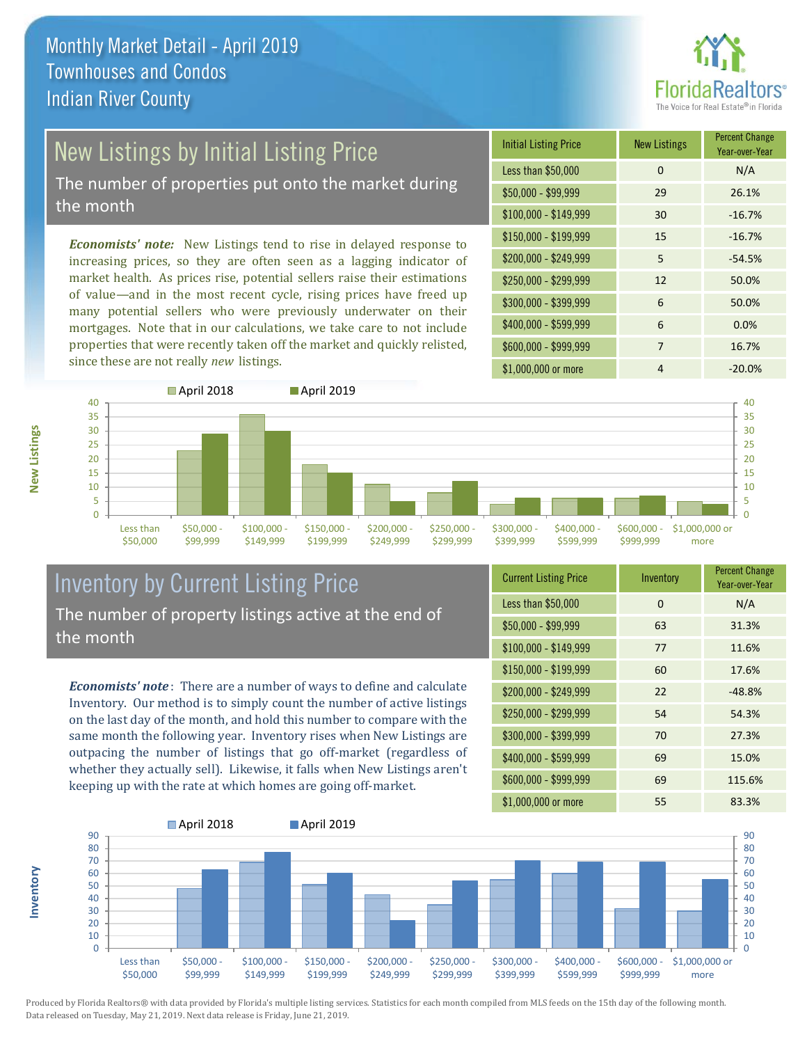# Monthly Market Detail - April 2019
## Townhouses and Condos
## Indian River County

## New Listings by Initial Listing Price

The number of properties put onto the market during the month

*Economists' note:* New Listings tend to rise in delayed response to increasing prices, so they are often seen as a lagging indicator of market health. As prices rise, potential sellers raise their estimations of value—and in the most recent cycle, rising prices have freed up many potential sellers who were previously underwater on their mortgages. Note that in our calculations, we take care to not include properties that were recently taken off the market and quickly relisted, since these are not really *new* listings.

| Initial Listing Price | New Listings | Percent Change Year-over-Year |
|---|---|---|
| Less than $50,000 | 0 | N/A |
| $50,000 - $99,999 | 29 | 26.1% |
| $100,000 - $149,999 | 30 | -16.7% |
| $150,000 - $199,999 | 15 | -16.7% |
| $200,000 - $249,999 | 5 | -54.5% |
| $250,000 - $299,999 | 12 | 50.0% |
| $300,000 - $399,999 | 6 | 50.0% |
| $400,000 - $599,999 | 6 | 0.0% |
| $600,000 - $999,999 | 7 | 16.7% |
| $1,000,000 or more | 4 | -20.0% |

## Inventory by Current Listing Price

The number of property listings active at the end of the month

*Economists' note*: There are a number of ways to define and calculate Inventory. Our method is to simply count the number of active listings on the last day of the month, and hold this number to compare with the same month the following year. Inventory rises when New Listings are outpacing the number of listings that go off-market (regardless of whether they actually sell). Likewise, it falls when New Listings aren't keeping up with the rate at which homes are going off-market.

| Current Listing Price | Inventory | Percent Change Year-over-Year |
|---|---|---|
| Less than $50,000 | 0 | N/A |
| $50,000 - $99,999 | 63 | 31.3% |
| $100,000 - $149,999 | 77 | 11.6% |
| $150,000 - $199,999 | 60 | 17.6% |
| $200,000 - $249,999 | 22 | -48.8% |
| $250,000 - $299,999 | 54 | 54.3% |
| $300,000 - $399,999 | 70 | 27.3% |
| $400,000 - $599,999 | 69 | 15.0% |
| $600,000 - $999,999 | 69 | 115.6% |
| $1,000,000 or more | 55 | 83.3% |

Produced by Florida Realtors® with data provided by Florida's multiple listing services. Statistics for each month compiled from MLS feeds on the 15th day of the following month. Data released on Tuesday, May 21, 2019. Next data release is Friday, June 21, 2019.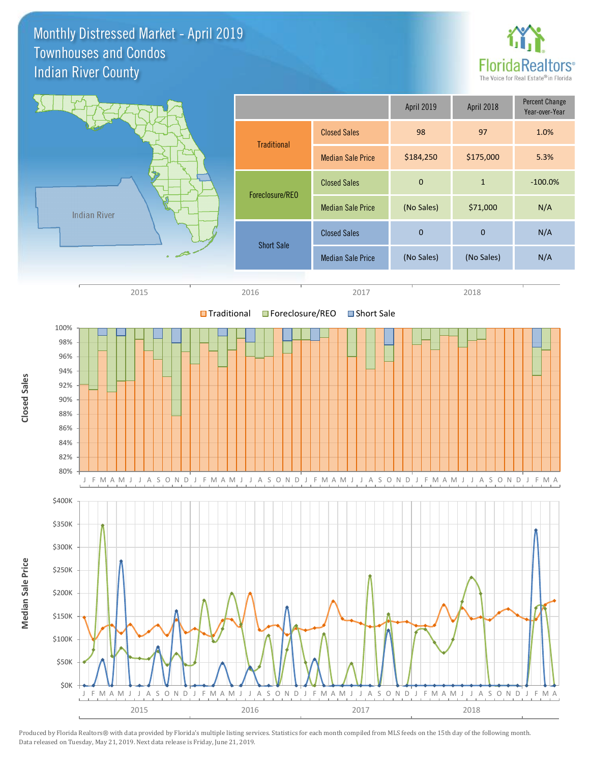# Monthly Distressed Market - April 2019
## Townhouses and Condos
## Indian River County

FloridaRealtors®
The Voice for Real Estate® in Florida

Indian River

| | | April 2019 | April 2018 | Percent Change Year-over-Year |
|---|---|---|---|---|
| Traditional | Closed Sales | 98 | 97 | 1.0% |
| | Median Sale Price | $184,250 | $175,000 | 5.3% |
| Foreclosure/REO | Closed Sales | 0 | 1 | -100.0% |
| | Median Sale Price | (No Sales) | $71,000 | N/A |
| Short Sale | Closed Sales | 0 | 0 | N/A |
| | Median Sale Price | (No Sales) | (No Sales) | N/A |

2015 2016 2017 2018

Traditional Foreclosure/REO Short Sale

Closed Sales

100% 98% 96% 94% 92% 90% 88% 86% 84% 82% 80%

J F M A M J J A S O N D J F M A M J J A S O N D J F M A M J J A S O N D J F M A M J J A S O N D J F M A

Median Sale Price

$400K $350K $300K $250K $200K $150K $100K $50K $0K

J F M A M J J A S O N D J F M A M J J A S O N D J F M A M J J A S O N D J F M A M J J A S O N D J F M A

2015 2016 2017 2018

Produced by Florida Realtors® with data provided by Florida's multiple listing services. Statistics for each month compiled from MLS feeds on the 15th day of the following month.
Data released on Tuesday, May 21, 2019. Next data release is Friday, June 21, 2019.